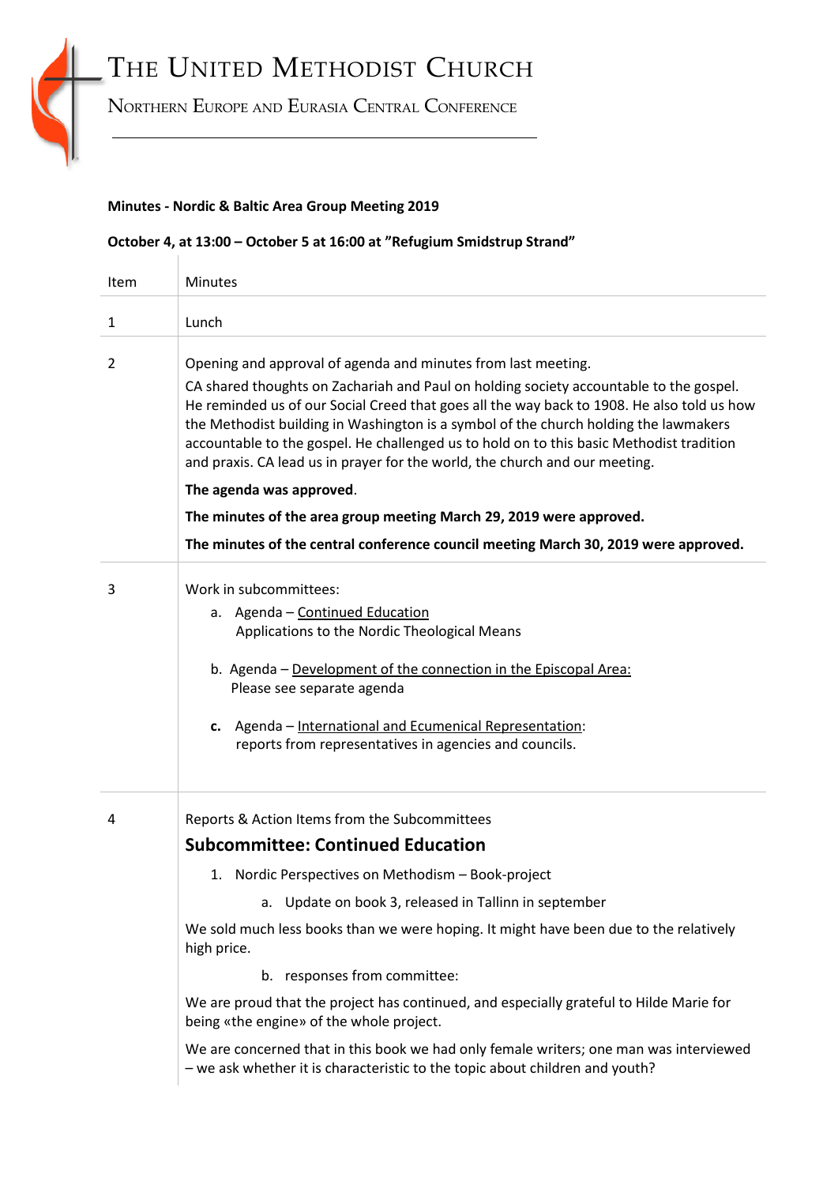# The United Methodist Church

## Northern Europe and Eurasia Central Conference

**Minutes - Nordic & Baltic Area Group Meeting 2019**

**October 4, at 13:00 – October 5 at 16:00 at "Refugium Smidstrup Strand"**

| Item | Minutes |
|---|---|
| 1 | Lunch |
| 2 | Opening and approval of agenda and minutes from last meeting.<br>CA shared thoughts on Zachariah and Paul on holding society accountable to the gospel. He reminded us of our Social Creed that goes all the way back to 1908. He also told us how the Methodist building in Washington is a symbol of the church holding the lawmakers accountable to the gospel. He challenged us to hold on to this basic Methodist tradition and praxis. CA lead us in prayer for the world, the church and our meeting.<br>**The agenda was approved**.<br>**The minutes of the area group meeting March 29, 2019 were approved.**<br>**The minutes of the central conference council meeting March 30, 2019 were approved.** |
| 3 | Work in subcommittees:<br>a. Agenda – <u>Continued Education</u><br>Applications to the Nordic Theological Means<br><br>b. Agenda – <u>Development of the connection in the Episcopal Area:</u><br>Please see separate agenda<br><br>**c.** Agenda – <u>International and Ecumenical Representation</u>:<br>reports from representatives in agencies and councils. |
| 4 | Reports & Action Items from the Subcommittees<br>**Subcommittee: Continued Education**<br>1. Nordic Perspectives on Methodism – Book-project<br>a. Update on book 3, released in Tallinn in september<br>We sold much less books than we were hoping. It might have been due to the relatively high price.<br>b. responses from committee:<br>We are proud that the project has continued, and especially grateful to Hilde Marie for being «the engine» of the whole project.<br>We are concerned that in this book we had only female writers; one man was interviewed – we ask whether it is characteristic to the topic about children and youth? |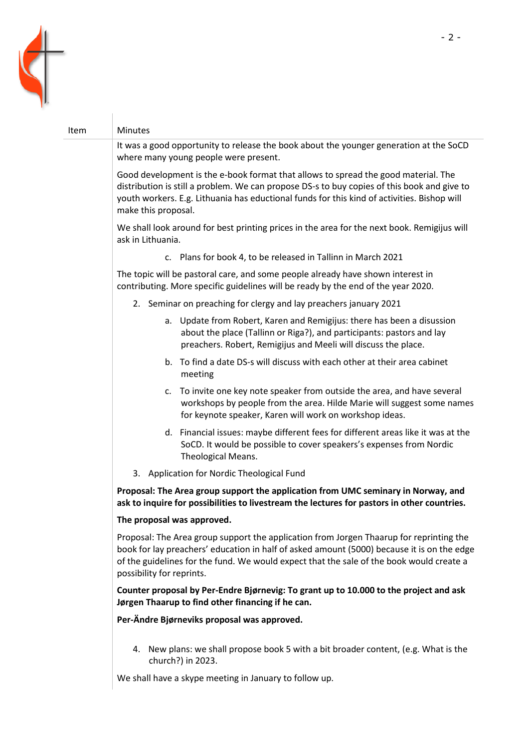| Item | Minutes |
|---|---|

It was a good opportunity to release the book about the younger generation at the SoCD where many young people were present.

Good development is the e-book format that allows to spread the good material. The distribution is still a problem. We can propose DS-s to buy copies of this book and give to youth workers. E.g. Lithuania has eductional funds for this kind of activities. Bishop will make this proposal.

We shall look around for best printing prices in the area for the next book. Remigijus will ask in Lithuania.

c. Plans for book 4, to be released in Tallinn in March 2021

The topic will be pastoral care, and some people already have shown interest in contributing. More specific guidelines will be ready by the end of the year 2020.

2. Seminar on preaching for clergy and lay preachers january 2021
   a. Update from Robert, Karen and Remigijus: there has been a disussion about the place (Tallinn or Riga?), and participants: pastors and lay preachers. Robert, Remigijus and Meeli will discuss the place.
   b. To find a date DS-s will discuss with each other at their area cabinet meeting
   c. To invite one key note speaker from outside the area, and have several workshops by people from the area. Hilde Marie will suggest some names for keynote speaker, Karen will work on workshop ideas.
   d. Financial issues: maybe different fees for different areas like it was at the SoCD. It would be possible to cover speakers's expenses from Nordic Theological Means.
3. Application for Nordic Theological Fund

**Proposal: The Area group support the application from UMC seminary in Norway, and ask to inquire for possibilities to livestream the lectures for pastors in other countries.**

**The proposal was approved.**

Proposal: The Area group support the application from Jorgen Thaarup for reprinting the book for lay preachers' education in half of asked amount (5000) because it is on the edge of the guidelines for the fund. We would expect that the sale of the book would create a possibility for reprints.

**Counter proposal by Per-Endre Bjørnevig: To grant up to 10.000 to the project and ask Jørgen Thaarup to find other financing if he can.**

**Per-Ändre Bjørneviks proposal was approved.**

4. New plans: we shall propose book 5 with a bit broader content, (e.g. What is the church?) in 2023.

We shall have a skype meeting in January to follow up.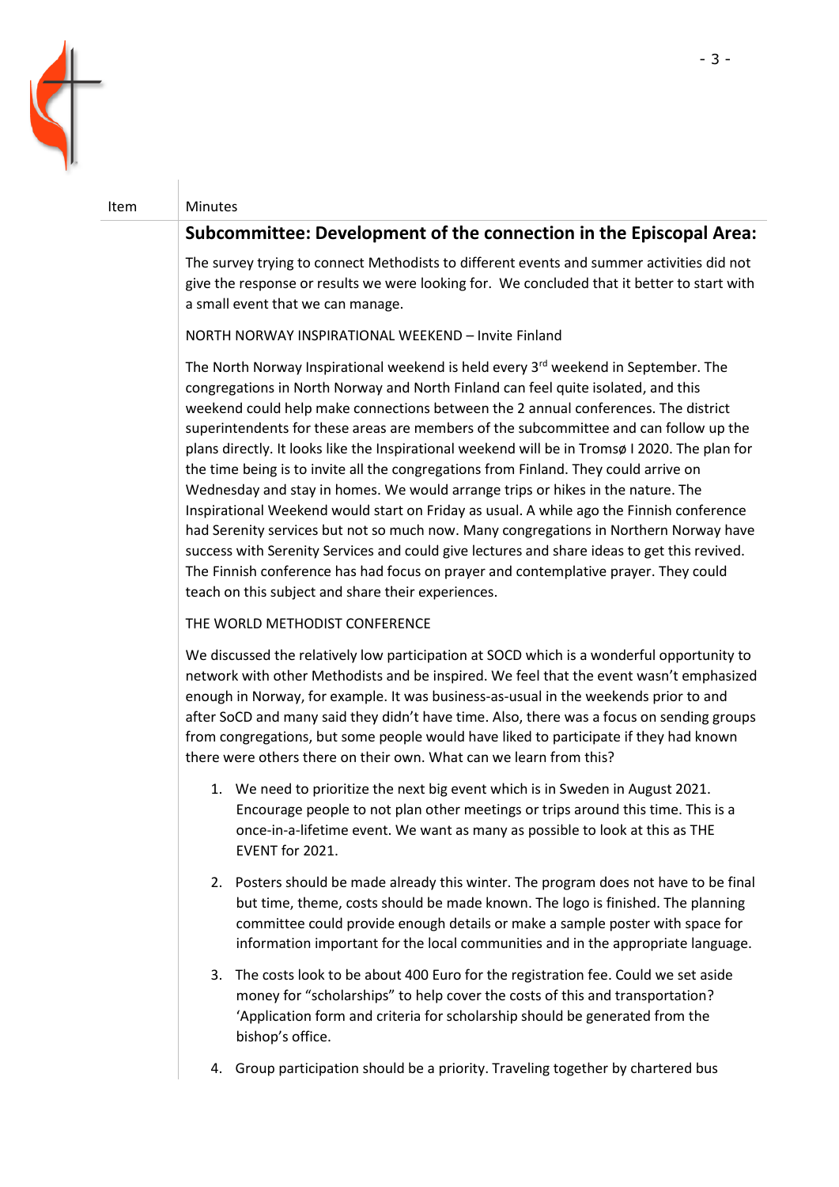| Item | Minutes |
|---|---|

## Subcommittee: Development of the connection in the Episcopal Area:

The survey trying to connect Methodists to different events and summer activities did not give the response or results we were looking for. We concluded that it better to start with a small event that we can manage.

NORTH NORWAY INSPIRATIONAL WEEKEND – Invite Finland

The North Norway Inspirational weekend is held every 3rd weekend in September. The congregations in North Norway and North Finland can feel quite isolated, and this weekend could help make connections between the 2 annual conferences. The district superintendents for these areas are members of the subcommittee and can follow up the plans directly. It looks like the Inspirational weekend will be in Tromsø I 2020. The plan for the time being is to invite all the congregations from Finland. They could arrive on Wednesday and stay in homes. We would arrange trips or hikes in the nature. The Inspirational Weekend would start on Friday as usual. A while ago the Finnish conference had Serenity services but not so much now. Many congregations in Northern Norway have success with Serenity Services and could give lectures and share ideas to get this revived. The Finnish conference has had focus on prayer and contemplative prayer. They could teach on this subject and share their experiences.

THE WORLD METHODIST CONFERENCE

We discussed the relatively low participation at SOCD which is a wonderful opportunity to network with other Methodists and be inspired. We feel that the event wasn't emphasized enough in Norway, for example. It was business-as-usual in the weekends prior to and after SoCD and many said they didn't have time. Also, there was a focus on sending groups from congregations, but some people would have liked to participate if they had known there were others there on their own. What can we learn from this?

1. We need to prioritize the next big event which is in Sweden in August 2021. Encourage people to not plan other meetings or trips around this time. This is a once-in-a-lifetime event. We want as many as possible to look at this as THE EVENT for 2021.

2. Posters should be made already this winter. The program does not have to be final but time, theme, costs should be made known. The logo is finished. The planning committee could provide enough details or make a sample poster with space for information important for the local communities and in the appropriate language.

3. The costs look to be about 400 Euro for the registration fee. Could we set aside money for "scholarships" to help cover the costs of this and transportation? 'Application form and criteria for scholarship should be generated from the bishop's office.

4. Group participation should be a priority. Traveling together by chartered bus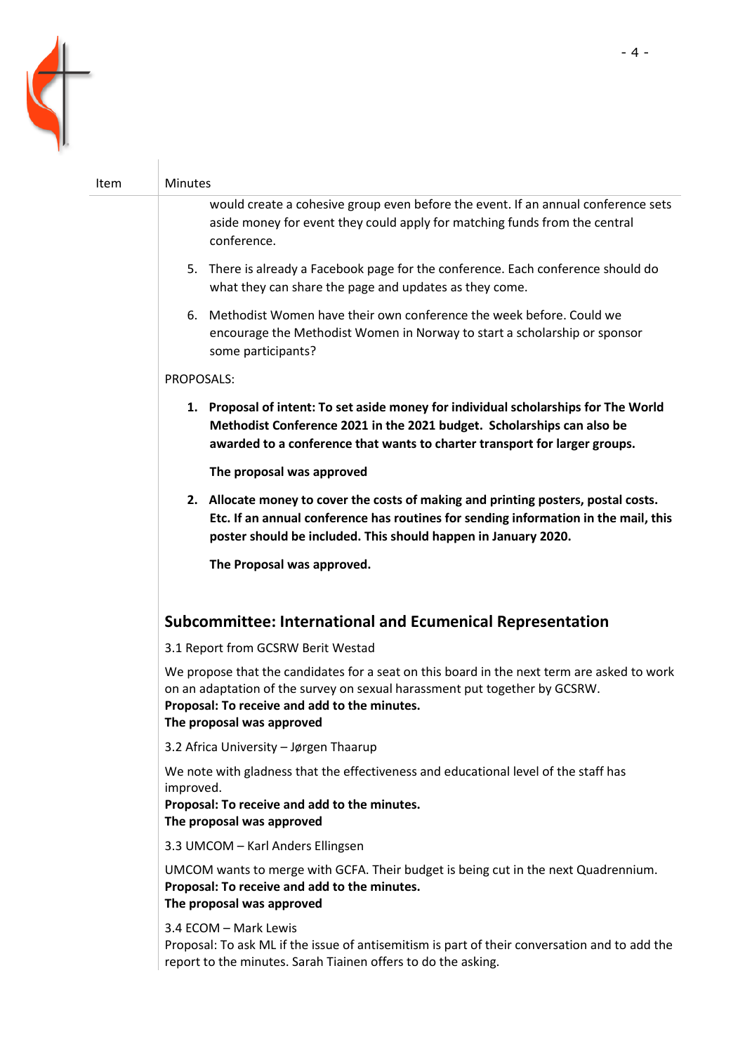| Item | Minutes |
|---|---|

would create a cohesive group even before the event. If an annual conference sets aside money for event they could apply for matching funds from the central conference.

5. There is already a Facebook page for the conference. Each conference should do what they can share the page and updates as they come.

6. Methodist Women have their own conference the week before. Could we encourage the Methodist Women in Norway to start a scholarship or sponsor some participants?

PROPOSALS:

1. **Proposal of intent: To set aside money for individual scholarships for The World Methodist Conference 2021 in the 2021 budget. Scholarships can also be awarded to a conference that wants to charter transport for larger groups.**

   **The proposal was approved**

2. **Allocate money to cover the costs of making and printing posters, postal costs. Etc. If an annual conference has routines for sending information in the mail, this poster should be included. This should happen in January 2020.**

   **The Proposal was approved.**

## Subcommittee: International and Ecumenical Representation

3.1 Report from GCSRW Berit Westad

We propose that the candidates for a seat on this board in the next term are asked to work on an adaptation of the survey on sexual harassment put together by GCSRW.
**Proposal: To receive and add to the minutes.**
**The proposal was approved**

3.2 Africa University – Jørgen Thaarup

We note with gladness that the effectiveness and educational level of the staff has improved.
**Proposal: To receive and add to the minutes.**
**The proposal was approved**

3.3 UMCOM – Karl Anders Ellingsen

UMCOM wants to merge with GCFA. Their budget is being cut in the next Quadrennium.
**Proposal: To receive and add to the minutes.**
**The proposal was approved**

3.4 ECOM – Mark Lewis
Proposal: To ask ML if the issue of antisemitism is part of their conversation and to add the report to the minutes. Sarah Tiainen offers to do the asking.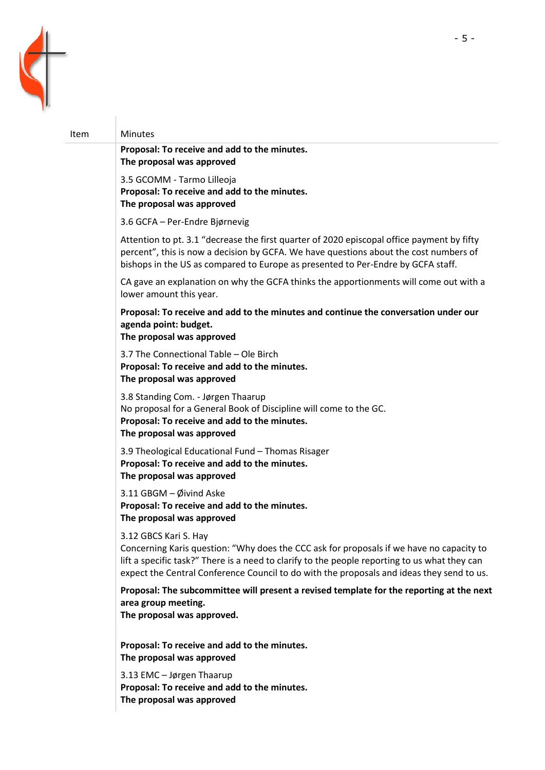| Item | Minutes |
|---|---|
| | **Proposal: To receive and add to the minutes.**<br>**The proposal was approved** |
| | 3.5 GCOMM - Tarmo Lilleoja<br>**Proposal: To receive and add to the minutes.**<br>**The proposal was approved** |
| | 3.6 GCFA – Per-Endre Bjørnevig |
| | Attention to pt. 3.1 "decrease the first quarter of 2020 episcopal office payment by fifty percent", this is now a decision by GCFA. We have questions about the cost numbers of bishops in the US as compared to Europe as presented to Per-Endre by GCFA staff. |
| | CA gave an explanation on why the GCFA thinks the apportionments will come out with a lower amount this year. |
| | **Proposal: To receive and add to the minutes and continue the conversation under our agenda point: budget.**<br>**The proposal was approved** |
| | 3.7 The Connectional Table – Ole Birch<br>**Proposal: To receive and add to the minutes.**<br>**The proposal was approved** |
| | 3.8 Standing Com. - Jørgen Thaarup<br>No proposal for a General Book of Discipline will come to the GC.<br>**Proposal: To receive and add to the minutes.**<br>**The proposal was approved** |
| | 3.9 Theological Educational Fund – Thomas Risager<br>**Proposal: To receive and add to the minutes.**<br>**The proposal was approved** |
| | 3.11 GBGM – Øivind Aske<br>**Proposal: To receive and add to the minutes.**<br>**The proposal was approved** |
| | 3.12 GBCS Kari S. Hay<br>Concerning Karis question: "Why does the CCC ask for proposals if we have no capacity to lift a specific task?" There is a need to clarify to the people reporting to us what they can expect the Central Conference Council to do with the proposals and ideas they send to us. |
| | **Proposal: The subcommittee will present a revised template for the reporting at the next area group meeting.**<br>**The proposal was approved.** |
| | **Proposal: To receive and add to the minutes.**<br>**The proposal was approved** |
| | 3.13 EMC – Jørgen Thaarup<br>**Proposal: To receive and add to the minutes.**<br>**The proposal was approved** |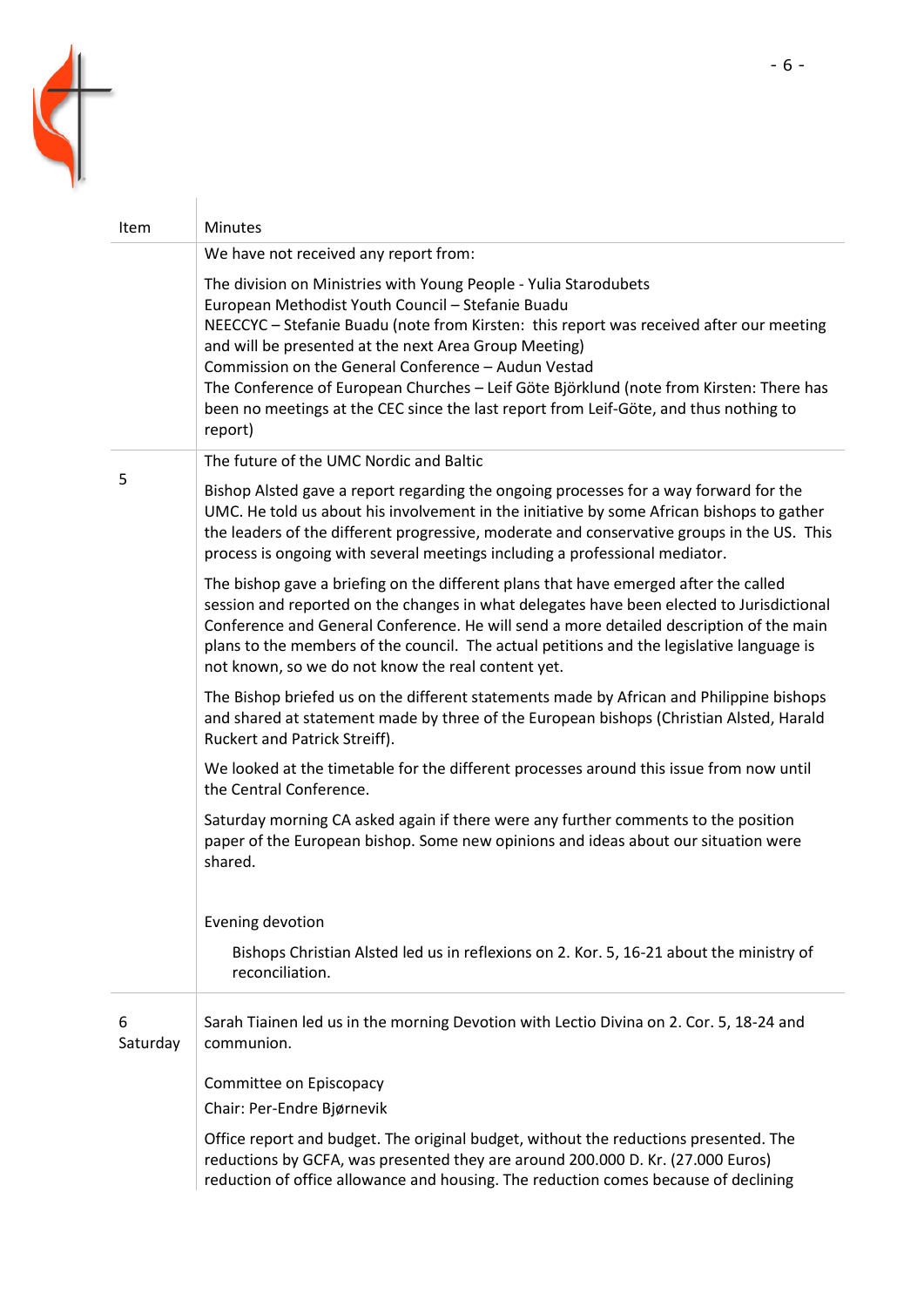| Item | Minutes |
|---|---|
| | We have not received any report from:<br><br>The division on Ministries with Young People - Yulia Starodubets<br>European Methodist Youth Council – Stefanie Buadu<br>NEECCYC – Stefanie Buadu (note from Kirsten: this report was received after our meeting and will be presented at the next Area Group Meeting)<br>Commission on the General Conference – Audun Vestad<br>The Conference of European Churches – Leif Göte Björklund (note from Kirsten: There has been no meetings at the CEC since the last report from Leif-Göte, and thus nothing to report) |
| 5 | The future of the UMC Nordic and Baltic<br><br>Bishop Alsted gave a report regarding the ongoing processes for a way forward for the UMC. He told us about his involvement in the initiative by some African bishops to gather the leaders of the different progressive, moderate and conservative groups in the US. This process is ongoing with several meetings including a professional mediator.<br><br>The bishop gave a briefing on the different plans that have emerged after the called session and reported on the changes in what delegates have been elected to Jurisdictional Conference and General Conference. He will send a more detailed description of the main plans to the members of the council. The actual petitions and the legislative language is not known, so we do not know the real content yet.<br><br>The Bishop briefed us on the different statements made by African and Philippine bishops and shared at statement made by three of the European bishops (Christian Alsted, Harald Ruckert and Patrick Streiff).<br><br>We looked at the timetable for the different processes around this issue from now until the Central Conference.<br><br>Saturday morning CA asked again if there were any further comments to the position paper of the European bishop. Some new opinions and ideas about our situation were shared.<br><br>Evening devotion<br><br>Bishops Christian Alsted led us in reflexions on 2. Kor. 5, 16-21 about the ministry of reconciliation. |
| 6<br>Saturday | Sarah Tiainen led us in the morning Devotion with Lectio Divina on 2. Cor. 5, 18-24 and communion.<br><br>Committee on Episcopacy<br>Chair: Per-Endre Bjørnevik<br><br>Office report and budget. The original budget, without the reductions presented. The reductions by GCFA, was presented they are around 200.000 D. Kr. (27.000 Euros) reduction of office allowance and housing. The reduction comes because of declining |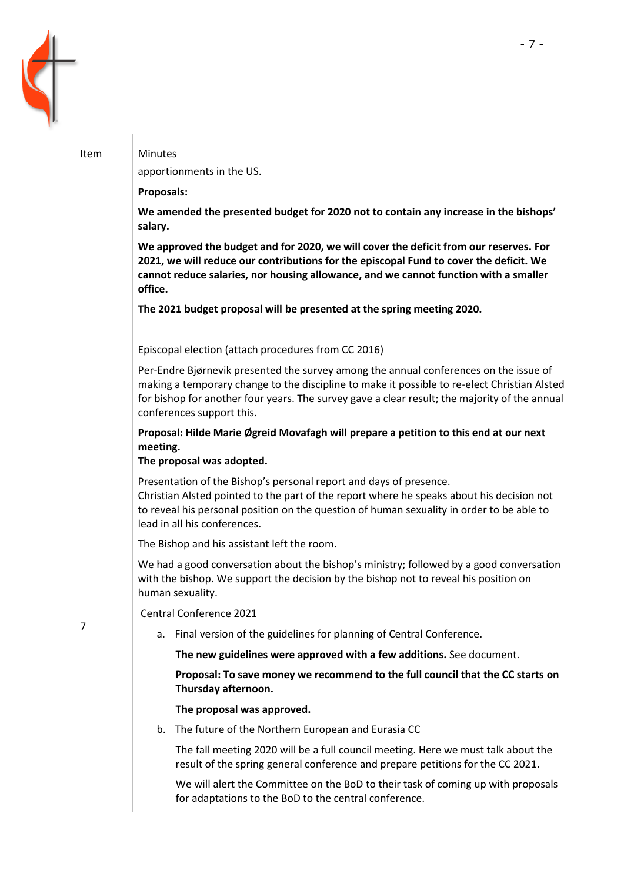| Item | Minutes |
| --- | --- |
| | apportionments in the US.<br><br>**Proposals:**<br><br>**We amended the presented budget for 2020 not to contain any increase in the bishops' salary.**<br><br>**We approved the budget and for 2020, we will cover the deficit from our reserves. For 2021, we will reduce our contributions for the episcopal Fund to cover the deficit. We cannot reduce salaries, nor housing allowance, and we cannot function with a smaller office.**<br><br>**The 2021 budget proposal will be presented at the spring meeting 2020.**<br><br>Episcopal election (attach procedures from CC 2016)<br><br>Per-Endre Bjørnevik presented the survey among the annual conferences on the issue of making a temporary change to the discipline to make it possible to re-elect Christian Alsted for bishop for another four years. The survey gave a clear result; the majority of the annual conferences support this.<br><br>**Proposal: Hilde Marie Øgreid Movafagh will prepare a petition to this end at our next meeting.**<br>**The proposal was adopted.**<br><br>Presentation of the Bishop's personal report and days of presence.<br>Christian Alsted pointed to the part of the report where he speaks about his decision not to reveal his personal position on the question of human sexuality in order to be able to lead in all his conferences.<br><br>The Bishop and his assistant left the room.<br><br>We had a good conversation about the bishop's ministry; followed by a good conversation with the bishop. We support the decision by the bishop not to reveal his position on human sexuality. |
| 7 | Central Conference 2021<br><br>a. Final version of the guidelines for planning of Central Conference.<br><br>**The new guidelines were approved with a few additions.** See document.<br><br>**Proposal: To save money we recommend to the full council that the CC starts on Thursday afternoon.**<br><br>**The proposal was approved.**<br><br>b. The future of the Northern European and Eurasia CC<br><br>The fall meeting 2020 will be a full council meeting. Here we must talk about the result of the spring general conference and prepare petitions for the CC 2021.<br><br>We will alert the Committee on the BoD to their task of coming up with proposals for adaptations to the BoD to the central conference. |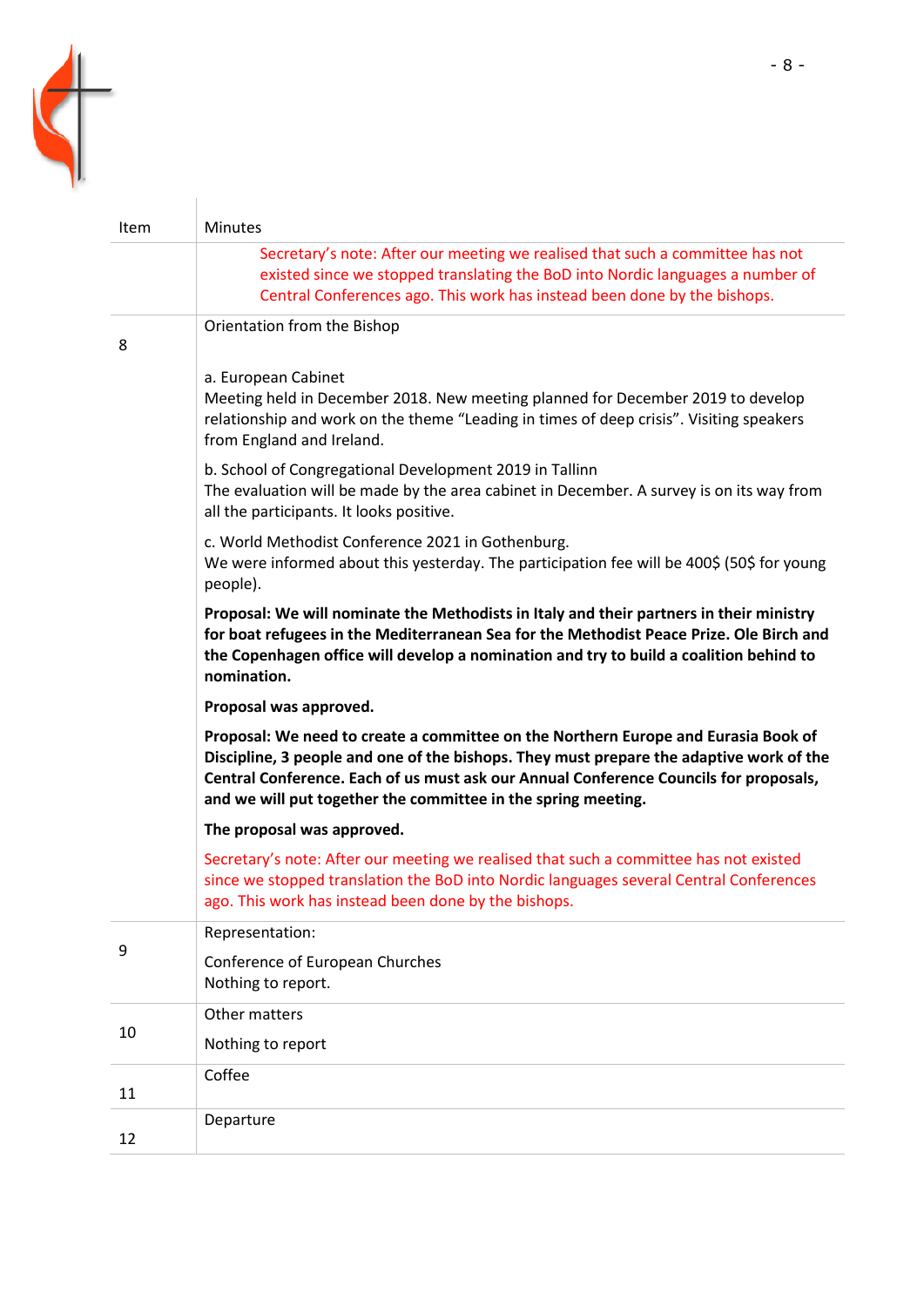| Item | Minutes |
|---|---|
| | Secretary's note: After our meeting we realised that such a committee has not existed since we stopped translating the BoD into Nordic languages a number of Central Conferences ago. This work has instead been done by the bishops. |
| 8 | Orientation from the Bishop<br><br>a. European Cabinet<br>Meeting held in December 2018. New meeting planned for December 2019 to develop relationship and work on the theme "Leading in times of deep crisis". Visiting speakers from England and Ireland.<br><br>b. School of Congregational Development 2019 in Tallinn<br>The evaluation will be made by the area cabinet in December. A survey is on its way from all the participants. It looks positive.<br><br>c. World Methodist Conference 2021 in Gothenburg.<br>We were informed about this yesterday. The participation fee will be 400$ (50$ for young people).<br><br>**Proposal: We will nominate the Methodists in Italy and their partners in their ministry for boat refugees in the Mediterranean Sea for the Methodist Peace Prize. Ole Birch and the Copenhagen office will develop a nomination and try to build a coalition behind to nomination.**<br><br>**Proposal was approved.**<br><br>**Proposal: We need to create a committee on the Northern Europe and Eurasia Book of Discipline, 3 people and one of the bishops. They must prepare the adaptive work of the Central Conference. Each of us must ask our Annual Conference Councils for proposals, and we will put together the committee in the spring meeting.**<br><br>**The proposal was approved.**<br><br>Secretary's note: After our meeting we realised that such a committee has not existed since we stopped translation the BoD into Nordic languages several Central Conferences ago. This work has instead been done by the bishops. |
| 9 | Representation:<br><br>Conference of European Churches<br>Nothing to report. |
| 10 | Other matters<br><br>Nothing to report |
| 11 | Coffee |
| 12 | Departure |